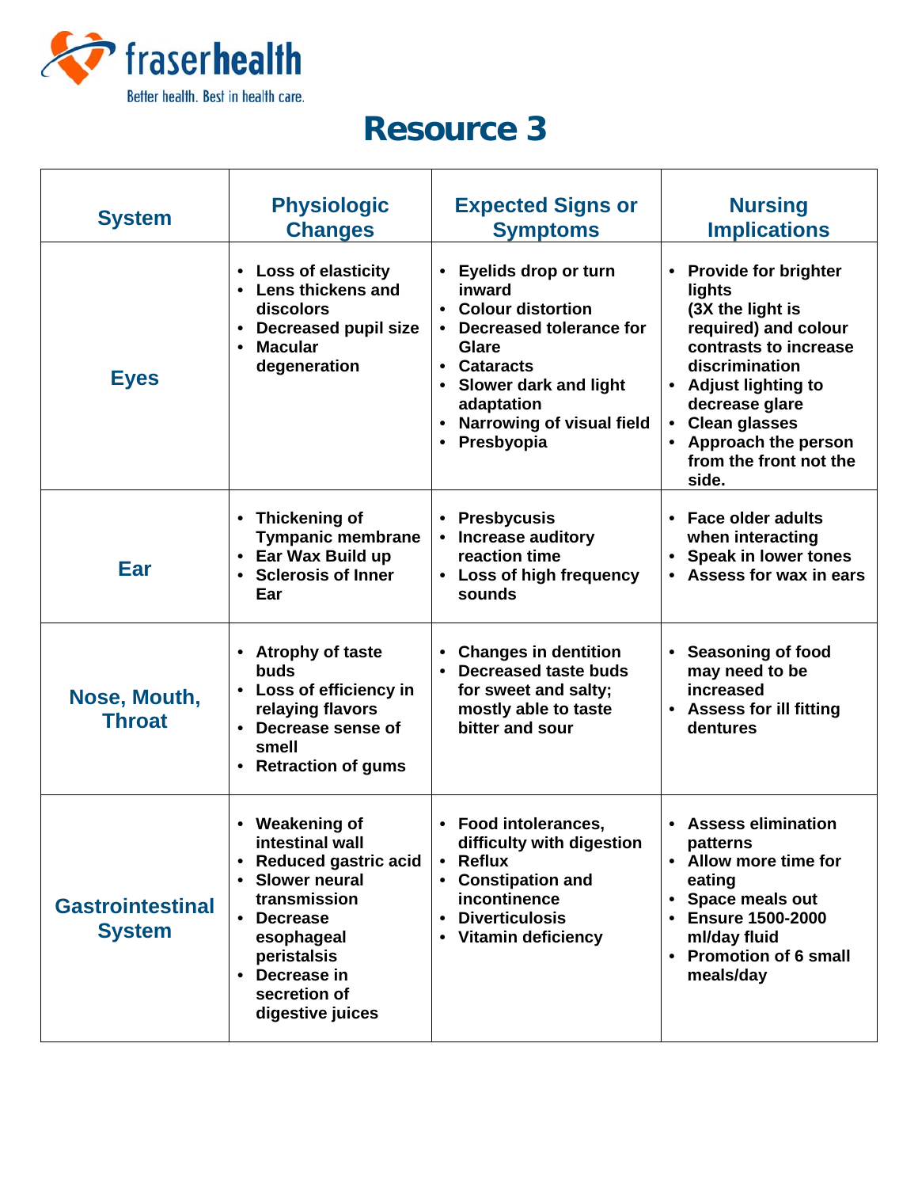fraserhealth

Better health. Best in health care.

# Resource 3

| System | Physiologic Changes | Expected Signs or Symptoms | Nursing Implications |
|---|---|---|---|
| Eyes | • Loss of elasticity<br>• Lens thickens and discolors<br>• Decreased pupil size<br>• Macular degeneration | • Eyelids drop or turn inward<br>• Colour distortion<br>• Decreased tolerance for Glare<br>• Cataracts<br>• Slower dark and light adaptation<br>• Narrowing of visual field<br>• Presbyopia | • Provide for brighter lights (3X the light is required) and colour contrasts to increase discrimination<br>• Adjust lighting to decrease glare<br>• Clean glasses<br>• Approach the person from the front not the side. |
| Ear | • Thickening of Tympanic membrane<br>• Ear Wax Build up<br>• Sclerosis of Inner Ear | • Presbycusis<br>• Increase auditory reaction time<br>• Loss of high frequency sounds | • Face older adults when interacting<br>• Speak in lower tones<br>• Assess for wax in ears |
| Nose, Mouth, Throat | • Atrophy of taste buds<br>• Loss of efficiency in relaying flavors<br>• Decrease sense of smell<br>• Retraction of gums | • Changes in dentition<br>• Decreased taste buds for sweet and salty; mostly able to taste bitter and sour | • Seasoning of food may need to be increased<br>• Assess for ill fitting dentures |
| Gastrointestinal System | • Weakening of intestinal wall<br>• Reduced gastric acid<br>• Slower neural transmission<br>• Decrease esophageal peristalsis<br>• Decrease in secretion of digestive juices | • Food intolerances, difficulty with digestion<br>• Reflux<br>• Constipation and incontinence<br>• Diverticulosis<br>• Vitamin deficiency | • Assess elimination patterns<br>• Allow more time for eating<br>• Space meals out<br>• Ensure 1500-2000 ml/day fluid<br>• Promotion of 6 small meals/day |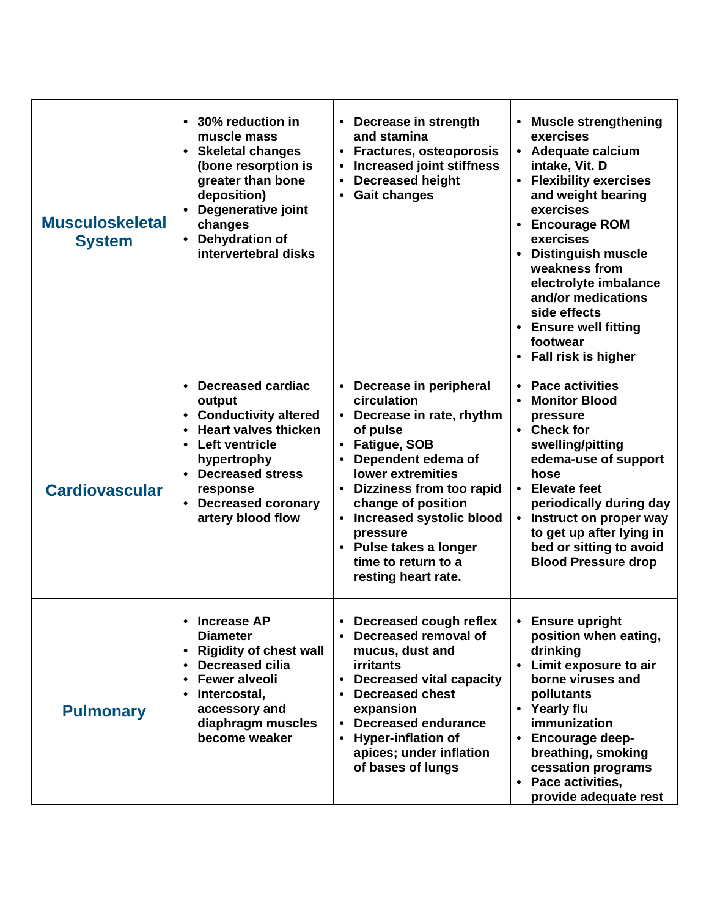| | | | |
|---|---|---|---|
| **Musculoskeletal System** | • 30% reduction in muscle mass<br>• Skeletal changes (bone resorption is greater than bone deposition)<br>• Degenerative joint changes<br>• Dehydration of intervertebral disks | • Decrease in strength and stamina<br>• Fractures, osteoporosis<br>• Increased joint stiffness<br>• Decreased height<br>• Gait changes | • Muscle strengthening exercises<br>• Adequate calcium intake, Vit. D<br>• Flexibility exercises and weight bearing exercises<br>• Encourage ROM exercises<br>• Distinguish muscle weakness from electrolyte imbalance and/or medications side effects<br>• Ensure well fitting footwear<br>• Fall risk is higher |
| **Cardiovascular** | • Decreased cardiac output<br>• Conductivity altered<br>• Heart valves thicken<br>• Left ventricle hypertrophy<br>• Decreased stress response<br>• Decreased coronary artery blood flow | • Decrease in peripheral circulation<br>• Decrease in rate, rhythm of pulse<br>• Fatigue, SOB<br>• Dependent edema of lower extremities<br>• Dizziness from too rapid change of position<br>• Increased systolic blood pressure<br>• Pulse takes a longer time to return to a resting heart rate. | • Pace activities<br>• Monitor Blood pressure<br>• Check for swelling/pitting edema-use of support hose<br>• Elevate feet periodically during day<br>• Instruct on proper way to get up after lying in bed or sitting to avoid Blood Pressure drop |
| **Pulmonary** | • Increase AP Diameter<br>• Rigidity of chest wall<br>• Decreased cilia<br>• Fewer alveoli<br>• Intercostal, accessory and diaphragm muscles become weaker | • Decreased cough reflex<br>• Decreased removal of mucus, dust and irritants<br>• Decreased vital capacity<br>• Decreased chest expansion<br>• Decreased endurance<br>• Hyper-inflation of apices; under inflation of bases of lungs | • Ensure upright position when eating, drinking<br>• Limit exposure to air borne viruses and pollutants<br>• Yearly flu immunization<br>• Encourage deep-breathing, smoking cessation programs<br>• Pace activities, provide adequate rest |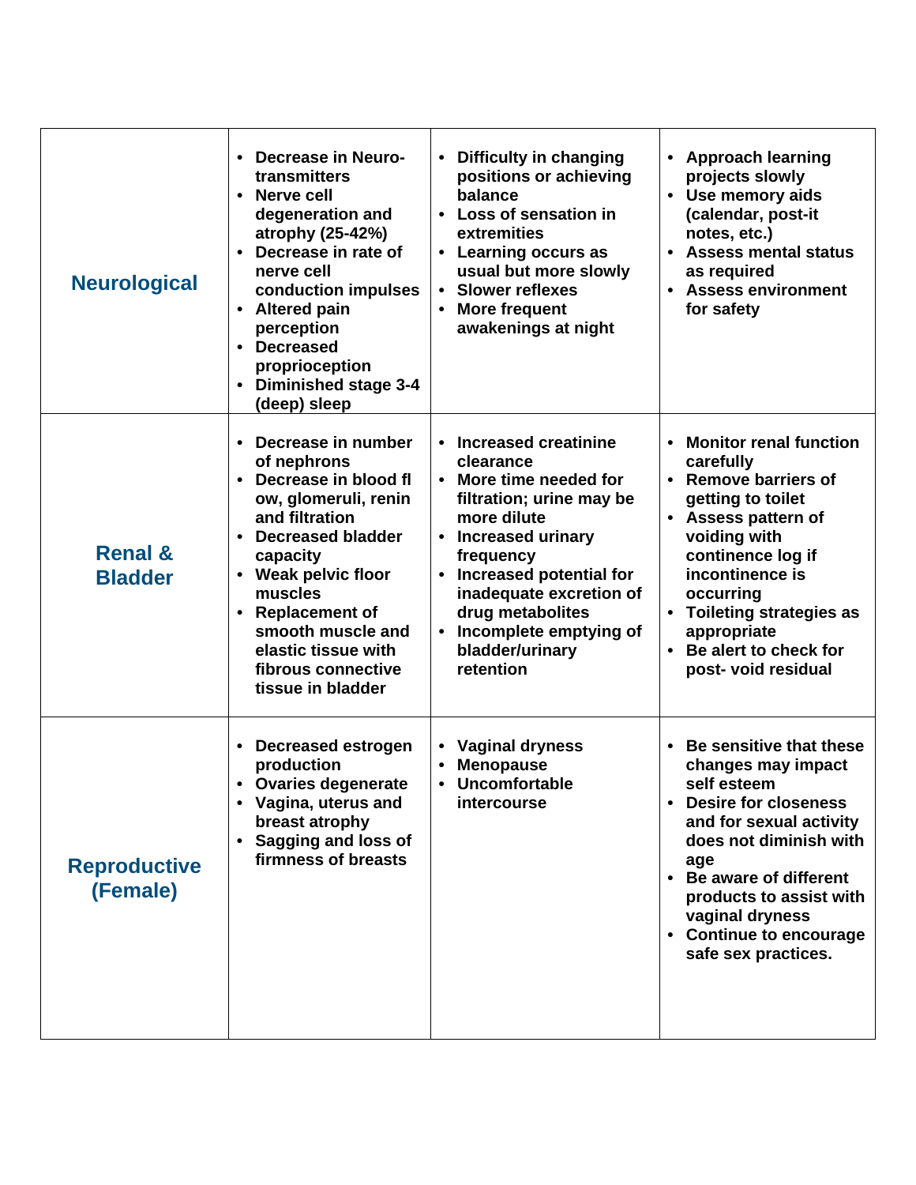| | | | |
|---|---|---|---|
| **Neurological** | • Decrease in Neuro-transmitters<br>• Nerve cell degeneration and atrophy (25-42%)<br>• Decrease in rate of nerve cell conduction impulses<br>• Altered pain perception<br>• Decreased proprioception<br>• Diminished stage 3-4 (deep) sleep | • Difficulty in changing positions or achieving balance<br>• Loss of sensation in extremities<br>• Learning occurs as usual but more slowly<br>• Slower reflexes<br>• More frequent awakenings at night | • Approach learning projects slowly<br>• Use memory aids (calendar, post-it notes, etc.)<br>• Assess mental status as required<br>• Assess environment for safety |
| **Renal & Bladder** | • Decrease in number of nephrons<br>• Decrease in blood fl ow, glomeruli, renin and filtration<br>• Decreased bladder capacity<br>• Weak pelvic floor muscles<br>• Replacement of smooth muscle and elastic tissue with fibrous connective tissue in bladder | • Increased creatinine clearance<br>• More time needed for filtration; urine may be more dilute<br>• Increased urinary frequency<br>• Increased potential for inadequate excretion of drug metabolites<br>• Incomplete emptying of bladder/urinary retention | • Monitor renal function carefully<br>• Remove barriers of getting to toilet<br>• Assess pattern of voiding with continence log if incontinence is occurring<br>• Toileting strategies as appropriate<br>• Be alert to check for post- void residual |
| **Reproductive (Female)** | • Decreased estrogen production<br>• Ovaries degenerate<br>• Vagina, uterus and breast atrophy<br>• Sagging and loss of firmness of breasts | • Vaginal dryness<br>• Menopause<br>• Uncomfortable intercourse | • Be sensitive that these changes may impact self esteem<br>• Desire for closeness and for sexual activity does not diminish with age<br>• Be aware of different products to assist with vaginal dryness<br>• Continue to encourage safe sex practices. |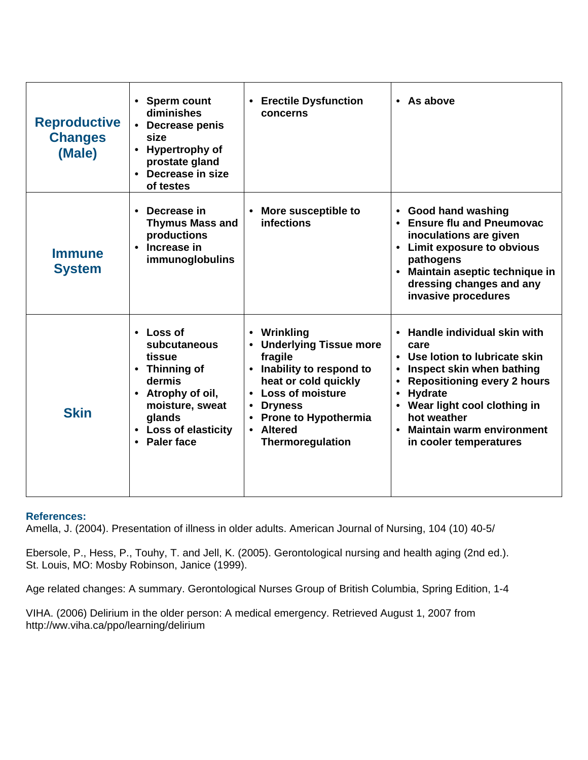| | | | |
|---|---|---|---|
| **Reproductive Changes (Male)** | • Sperm count diminishes<br>• Decrease penis size<br>• Hypertrophy of prostate gland<br>• Decrease in size of testes | • Erectile Dysfunction concerns | • As above |
| **Immune System** | • Decrease in Thymus Mass and productions<br>• Increase in immunoglobulins | • More susceptible to infections | • Good hand washing<br>• Ensure flu and Pneumovac inoculations are given<br>• Limit exposure to obvious pathogens<br>• Maintain aseptic technique in dressing changes and any invasive procedures |
| **Skin** | • Loss of subcutaneous tissue<br>• Thinning of dermis<br>• Atrophy of oil, moisture, sweat glands<br>• Loss of elasticity<br>• Paler face | • Wrinkling<br>• Underlying Tissue more fragile<br>• Inability to respond to heat or cold quickly<br>• Loss of moisture<br>• Dryness<br>• Prone to Hypothermia<br>• Altered Thermoregulation | • Handle individual skin with care<br>• Use lotion to lubricate skin<br>• Inspect skin when bathing<br>• Repositioning every 2 hours<br>• Hydrate<br>• Wear light cool clothing in hot weather<br>• Maintain warm environment in cooler temperatures |

**References:**

Amella, J. (2004). Presentation of illness in older adults. American Journal of Nursing, 104 (10) 40-5/

Ebersole, P., Hess, P., Touhy, T. and Jell, K. (2005). Gerontological nursing and health aging (2nd ed.). St. Louis, MO: Mosby Robinson, Janice (1999).

Age related changes: A summary. Gerontological Nurses Group of British Columbia, Spring Edition, 1-4

VIHA. (2006) Delirium in the older person: A medical emergency. Retrieved August 1, 2007 from http://ww.viha.ca/ppo/learning/delirium